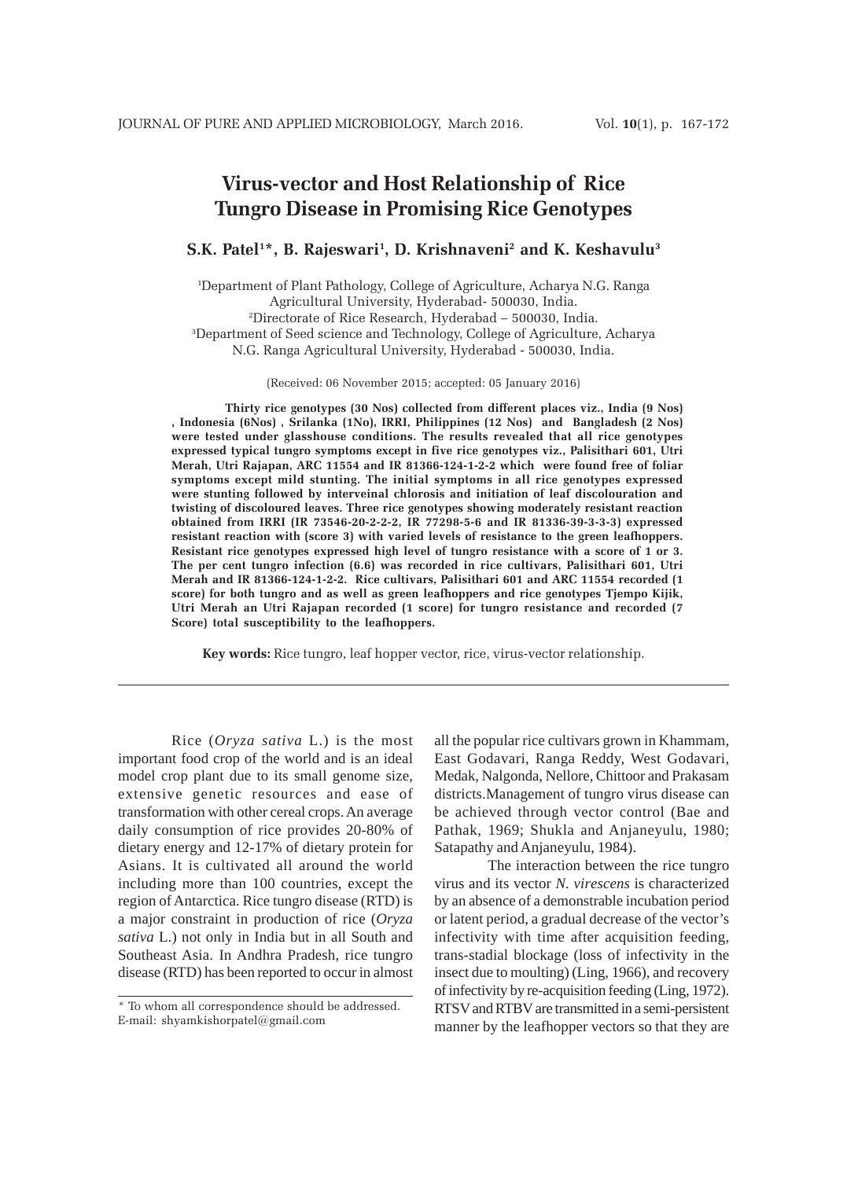# Virus-vector and Host Relationship of Rice Tungro Disease in Promising Rice Genotypes

**S.K. Patel[1]*, B. Rajeswari[1], D. Krishnaveni[2] and K. Keshavulu[3]**

[1]Department of Plant Pathology, College of Agriculture, Acharya N.G. Ranga Agricultural University, Hyderabad- 500030, India.
[2]Directorate of Rice Research, Hyderabad – 500030, India.
[3]Department of Seed science and Technology, College of Agriculture, Acharya N.G. Ranga Agricultural University, Hyderabad - 500030, India.

(Received: 06 November 2015; accepted: 05 January 2016)

**Thirty rice genotypes (30 Nos) collected from different places viz., India (9 Nos) , Indonesia (6Nos) , Srilanka (1No), IRRI, Philippines (12 Nos) and Bangladesh (2 Nos) were tested under glasshouse conditions. The results revealed that all rice genotypes expressed typical tungro symptoms except in five rice genotypes viz., Palisithari 601, Utri Merah, Utri Rajapan, ARC 11554 and IR 81366-124-1-2-2 which were found free of foliar symptoms except mild stunting. The initial symptoms in all rice genotypes expressed were stunting followed by interveinal chlorosis and initiation of leaf discolouration and twisting of discoloured leaves. Three rice genotypes showing moderately resistant reaction obtained from IRRI (IR 73546-20-2-2-2, IR 77298-5-6 and IR 81336-39-3-3-3) expressed resistant reaction with (score 3) with varied levels of resistance to the green leafhoppers. Resistant rice genotypes expressed high level of tungro resistance with a score of 1 or 3. The per cent tungro infection (6.6) was recorded in rice cultivars, Palisithari 601, Utri Merah and IR 81366-124-1-2-2. Rice cultivars, Palisithari 601 and ARC 11554 recorded (1 score) for both tungro and as well as green leafhoppers and rice genotypes Tjempo Kijik, Utri Merah an Utri Rajapan recorded (1 score) for tungro resistance and recorded (7 Score) total susceptibility to the leafhoppers.**

**Key words:** Rice tungro, leaf hopper vector, rice, virus-vector relationship.

---

Rice (*Oryza sativa* L.) is the most important food crop of the world and is an ideal model crop plant due to its small genome size, extensive genetic resources and ease of transformation with other cereal crops. An average daily consumption of rice provides 20-80% of dietary energy and 12-17% of dietary protein for Asians. It is cultivated all around the world including more than 100 countries, except the region of Antarctica. Rice tungro disease (RTD) is a major constraint in production of rice (*Oryza sativa* L.) not only in India but in all South and Southeast Asia. In Andhra Pradesh, rice tungro disease (RTD) has been reported to occur in almost all the popular rice cultivars grown in Khammam, East Godavari, Ranga Reddy, West Godavari, Medak, Nalgonda, Nellore, Chittoor and Prakasam districts. Management of tungro virus disease can be achieved through vector control (Bae and Pathak, 1969; Shukla and Anjaneyulu, 1980; Satapathy and Anjaneyulu, 1984).

The interaction between the rice tungro virus and its vector *N. virescens* is characterized by an absence of a demonstrable incubation period or latent period, a gradual decrease of the vector's infectivity with time after acquisition feeding, trans-stadial blockage (loss of infectivity in the insect due to moulting) (Ling, 1966), and recovery of infectivity by re-acquisition feeding (Ling, 1972). RTSV and RTBV are transmitted in a semi-persistent manner by the leafhopper vectors so that they are

\* To whom all correspondence should be addressed.
E-mail: shyamkishorpatel@gmail.com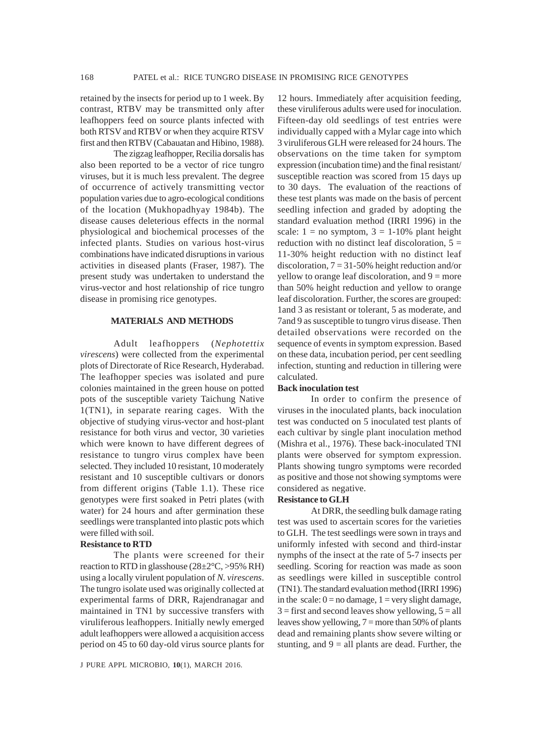retained by the insects for period up to 1 week. By contrast, RTBV may be transmitted only after leafhoppers feed on source plants infected with both RTSV and RTBV or when they acquire RTSV first and then RTBV (Cabauatan and Hibino, 1988).

The zigzag leafhopper, Recilia dorsalis has also been reported to be a vector of rice tungro viruses, but it is much less prevalent. The degree of occurrence of actively transmitting vector population varies due to agro-ecological conditions of the location (Mukhopadhyay 1984b). The disease causes deleterious effects in the normal physiological and biochemical processes of the infected plants. Studies on various host-virus combinations have indicated disruptions in various activities in diseased plants (Fraser, 1987). The present study was undertaken to understand the virus-vector and host relationship of rice tungro disease in promising rice genotypes.

## MATERIALS AND METHODS

Adult leafhoppers (*Nephotettix virescens*) were collected from the experimental plots of Directorate of Rice Research, Hyderabad. The leafhopper species was isolated and pure colonies maintained in the green house on potted pots of the susceptible variety Taichung Native 1(TN1), in separate rearing cages. With the objective of studying virus-vector and host-plant resistance for both virus and vector, 30 varieties which were known to have different degrees of resistance to tungro virus complex have been selected. They included 10 resistant, 10 moderately resistant and 10 susceptible cultivars or donors from different origins (Table 1.1). These rice genotypes were first soaked in Petri plates (with water) for 24 hours and after germination these seedlings were transplanted into plastic pots which were filled with soil.

### Resistance to RTD

The plants were screened for their reaction to RTD in glasshouse (28±2°C, >95% RH) using a locally virulent population of *N. virescens*. The tungro isolate used was originally collected at experimental farms of DRR, Rajendranagar and maintained in TN1 by successive transfers with viruliferous leafhoppers. Initially newly emerged adult leafhoppers were allowed a acquisition access period on 45 to 60 day-old virus source plants for 12 hours. Immediately after acquisition feeding, these viruliferous adults were used for inoculation. Fifteen-day old seedlings of test entries were individually capped with a Mylar cage into which 3 viruliferous GLH were released for 24 hours. The observations on the time taken for symptom expression (incubation time) and the final resistant/ susceptible reaction was scored from 15 days up to 30 days. The evaluation of the reactions of these test plants was made on the basis of percent seedling infection and graded by adopting the standard evaluation method (IRRI 1996) in the scale: 1 = no symptom, 3 = 1-10% plant height reduction with no distinct leaf discoloration, 5 = 11-30% height reduction with no distinct leaf discoloration, 7 = 31-50% height reduction and/or yellow to orange leaf discoloration, and 9 = more than 50% height reduction and yellow to orange leaf discoloration. Further, the scores are grouped: 1and 3 as resistant or tolerant, 5 as moderate, and 7and 9 as susceptible to tungro virus disease. Then detailed observations were recorded on the sequence of events in symptom expression. Based on these data, incubation period, per cent seedling infection, stunting and reduction in tillering were calculated.

### Back inoculation test

In order to confirm the presence of viruses in the inoculated plants, back inoculation test was conducted on 5 inoculated test plants of each cultivar by single plant inoculation method (Mishra et al., 1976). These back-inoculated TNI plants were observed for symptom expression. Plants showing tungro symptoms were recorded as positive and those not showing symptoms were considered as negative.

### Resistance to GLH

At DRR, the seedling bulk damage rating test was used to ascertain scores for the varieties to GLH. The test seedlings were sown in trays and uniformly infested with second and third-instar nymphs of the insect at the rate of 5-7 insects per seedling. Scoring for reaction was made as soon as seedlings were killed in susceptible control (TN1). The standard evaluation method (IRRI 1996) in the scale: 0 = no damage, 1 = very slight damage, 3 = first and second leaves show yellowing, 5 = all leaves show yellowing, 7 = more than 50% of plants dead and remaining plants show severe wilting or stunting, and 9 = all plants are dead. Further, the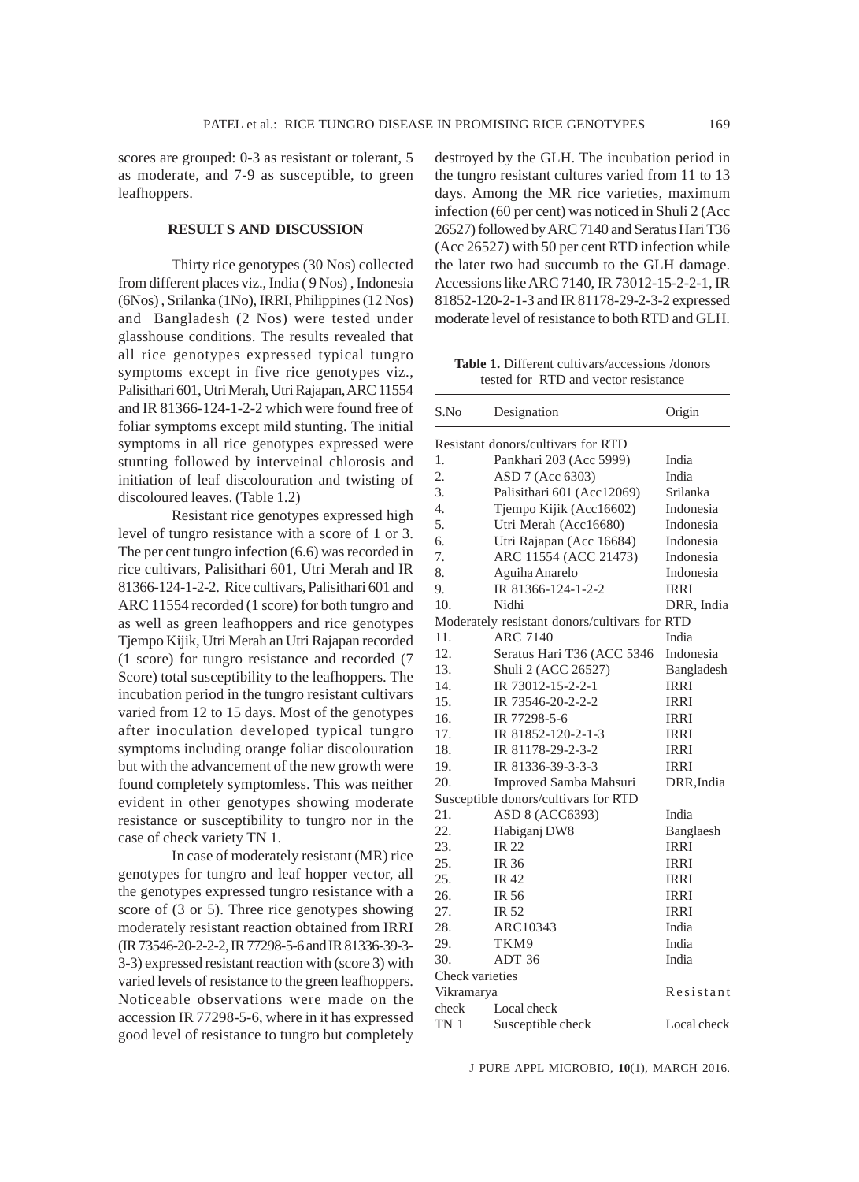scores are grouped: 0-3 as resistant or tolerant, 5 as moderate, and 7-9 as susceptible, to green leafhoppers.

## RESULTS AND DISCUSSION

Thirty rice genotypes (30 Nos) collected from different places viz., India ( 9 Nos) , Indonesia (6Nos) , Srilanka (1No), IRRI, Philippines (12 Nos) and Bangladesh (2 Nos) were tested under glasshouse conditions. The results revealed that all rice genotypes expressed typical tungro symptoms except in five rice genotypes viz., Palisithari 601, Utri Merah, Utri Rajapan, ARC 11554 and IR 81366-124-1-2-2 which were found free of foliar symptoms except mild stunting. The initial symptoms in all rice genotypes expressed were stunting followed by interveinal chlorosis and initiation of leaf discolouration and twisting of discoloured leaves. (Table 1.2)

Resistant rice genotypes expressed high level of tungro resistance with a score of 1 or 3. The per cent tungro infection (6.6) was recorded in rice cultivars, Palisithari 601, Utri Merah and IR 81366-124-1-2-2. Rice cultivars, Palisithari 601 and ARC 11554 recorded (1 score) for both tungro and as well as green leafhoppers and rice genotypes Tjempo Kijik, Utri Merah an Utri Rajapan recorded (1 score) for tungro resistance and recorded (7 Score) total susceptibility to the leafhoppers. The incubation period in the tungro resistant cultivars varied from 12 to 15 days. Most of the genotypes after inoculation developed typical tungro symptoms including orange foliar discolouration but with the advancement of the new growth were found completely symptomless. This was neither evident in other genotypes showing moderate resistance or susceptibility to tungro nor in the case of check variety TN 1.

In case of moderately resistant (MR) rice genotypes for tungro and leaf hopper vector, all the genotypes expressed tungro resistance with a score of (3 or 5). Three rice genotypes showing moderately resistant reaction obtained from IRRI (IR 73546-20-2-2-2, IR 77298-5-6 and IR 81336-39-3-3-3) expressed resistant reaction with (score 3) with varied levels of resistance to the green leafhoppers. Noticeable observations were made on the accession IR 77298-5-6, where in it has expressed good level of resistance to tungro but completely destroyed by the GLH. The incubation period in the tungro resistant cultures varied from 11 to 13 days. Among the MR rice varieties, maximum infection (60 per cent) was noticed in Shuli 2 (Acc 26527) followed by ARC 7140 and Seratus Hari T36 (Acc 26527) with 50 per cent RTD infection while the later two had succumb to the GLH damage. Accessions like ARC 7140, IR 73012-15-2-2-1, IR 81852-120-2-1-3 and IR 81178-29-2-3-2 expressed moderate level of resistance to both RTD and GLH.

**Table 1.** Different cultivars/accessions /donors tested for RTD and vector resistance

| S.No | Designation | Origin |
|---|---|---|
| Resistant donors/cultivars for RTD | | |
| 1. | Pankhari 203 (Acc 5999) | India |
| 2. | ASD 7 (Acc 6303) | India |
| 3. | Palisithari 601 (Acc12069) | Srilanka |
| 4. | Tjempo Kijik (Acc16602) | Indonesia |
| 5. | Utri Merah (Acc16680) | Indonesia |
| 6. | Utri Rajapan (Acc 16684) | Indonesia |
| 7. | ARC 11554 (ACC 21473) | Indonesia |
| 8. | Aguiha Anarelo | Indonesia |
| 9. | IR 81366-124-1-2-2 | IRRI |
| 10. | Nidhi | DRR, India |
| Moderately resistant donors/cultivars for RTD | | |
| 11. | ARC 7140 | India |
| 12. | Seratus Hari T36 (ACC 5346 | Indonesia |
| 13. | Shuli 2 (ACC 26527) | Bangladesh |
| 14. | IR 73012-15-2-2-1 | IRRI |
| 15. | IR 73546-20-2-2-2 | IRRI |
| 16. | IR 77298-5-6 | IRRI |
| 17. | IR 81852-120-2-1-3 | IRRI |
| 18. | IR 81178-29-2-3-2 | IRRI |
| 19. | IR 81336-39-3-3-3 | IRRI |
| 20. | Improved Samba Mahsuri | DRR,India |
| Susceptible donors/cultivars for RTD | | |
| 21. | ASD 8 (ACC6393) | India |
| 22. | Habiganj DW8 | Banglaesh |
| 23. | IR 22 | IRRI |
| 25. | IR 36 | IRRI |
| 25. | IR 42 | IRRI |
| 26. | IR 56 | IRRI |
| 27. | IR 52 | IRRI |
| 28. | ARC10343 | India |
| 29. | TKM9 | India |
| 30. | ADT 36 | India |
| Check varieties | | |
| Vikramarya check | Local check | Resistant |
| TN 1 | Susceptible check | Local check |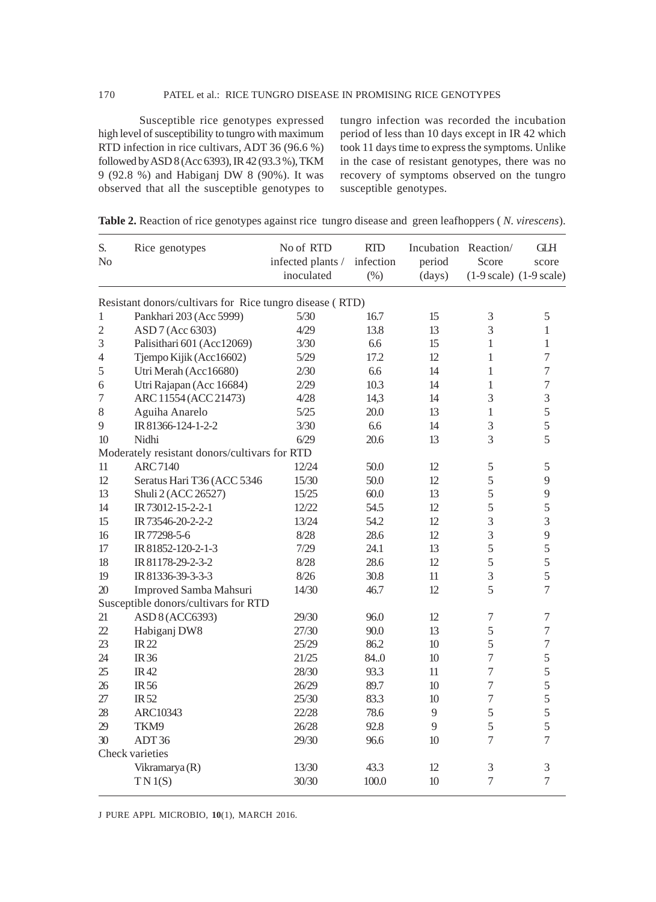Susceptible rice genotypes expressed high level of susceptibility to tungro with maximum RTD infection in rice cultivars, ADT 36 (96.6 %) followed by ASD 8 (Acc 6393), IR 42 (93.3 %), TKM 9 (92.8 %) and Habiganj DW 8 (90%). It was observed that all the susceptible genotypes to tungro infection was recorded the incubation period of less than 10 days except in IR 42 which took 11 days time to express the symptoms. Unlike in the case of resistant genotypes, there was no recovery of symptoms observed on the tungro susceptible genotypes.

**Table 2.** Reaction of rice genotypes against rice tungro disease and green leafhoppers ( *N. virescens*).

| S. No | Rice genotypes | No of RTD infected plants / inoculated | RTD infection (%) | Incubation period (days) | Reaction/ Score (1-9 scale) | GLH score (1-9 scale) |
|---|---|---|---|---|---|---|
| Resistant donors/cultivars for Rice tungro disease ( RTD) | | | | | | |
| 1 | Pankhari 203 (Acc 5999) | 5/30 | 16.7 | 15 | 3 | 5 |
| 2 | ASD 7 (Acc 6303) | 4/29 | 13.8 | 13 | 3 | 1 |
| 3 | Palisithari 601 (Acc12069) | 3/30 | 6.6 | 15 | 1 | 1 |
| 4 | Tjempo Kijik (Acc16602) | 5/29 | 17.2 | 12 | 1 | 7 |
| 5 | Utri Merah (Acc16680) | 2/30 | 6.6 | 14 | 1 | 7 |
| 6 | Utri Rajapan (Acc 16684) | 2/29 | 10.3 | 14 | 1 | 7 |
| 7 | ARC 11554 (ACC 21473) | 4/28 | 14,3 | 14 | 3 | 3 |
| 8 | Aguiha Anarelo | 5/25 | 20.0 | 13 | 1 | 5 |
| 9 | IR 81366-124-1-2-2 | 3/30 | 6.6 | 14 | 3 | 5 |
| 10 | Nidhi | 6/29 | 20.6 | 13 | 3 | 5 |
| Moderately resistant donors/cultivars for RTD | | | | | | |
| 11 | ARC 7140 | 12/24 | 50.0 | 12 | 5 | 5 |
| 12 | Seratus Hari T36 (ACC 5346 | 15/30 | 50.0 | 12 | 5 | 9 |
| 13 | Shuli 2 (ACC 26527) | 15/25 | 60.0 | 13 | 5 | 9 |
| 14 | IR 73012-15-2-2-1 | 12/22 | 54.5 | 12 | 5 | 5 |
| 15 | IR 73546-20-2-2-2 | 13/24 | 54.2 | 12 | 3 | 3 |
| 16 | IR 77298-5-6 | 8/28 | 28.6 | 12 | 3 | 9 |
| 17 | IR 81852-120-2-1-3 | 7/29 | 24.1 | 13 | 5 | 5 |
| 18 | IR 81178-29-2-3-2 | 8/28 | 28.6 | 12 | 5 | 5 |
| 19 | IR 81336-39-3-3-3 | 8/26 | 30.8 | 11 | 3 | 5 |
| 20 | Improved Samba Mahsuri | 14/30 | 46.7 | 12 | 5 | 7 |
| Susceptible donors/cultivars for RTD | | | | | | |
| 21 | ASD 8 (ACC6393) | 29/30 | 96.0 | 12 | 7 | 7 |
| 22 | Habiganj DW8 | 27/30 | 90.0 | 13 | 5 | 7 |
| 23 | IR 22 | 25/29 | 86.2 | 10 | 5 | 7 |
| 24 | IR 36 | 21/25 | 84..0 | 10 | 7 | 5 |
| 25 | IR 42 | 28/30 | 93.3 | 11 | 7 | 5 |
| 26 | IR 56 | 26/29 | 89.7 | 10 | 7 | 5 |
| 27 | IR 52 | 25/30 | 83.3 | 10 | 7 | 5 |
| 28 | ARC10343 | 22/28 | 78.6 | 9 | 5 | 5 |
| 29 | TKM9 | 26/28 | 92.8 | 9 | 5 | 5 |
| 30 | ADT 36 | 29/30 | 96.6 | 10 | 7 | 7 |
| Check varieties | | | | | | |
| | Vikramarya (R) | 13/30 | 43.3 | 12 | 3 | 3 |
| | T N 1(S) | 30/30 | 100.0 | 10 | 7 | 7 |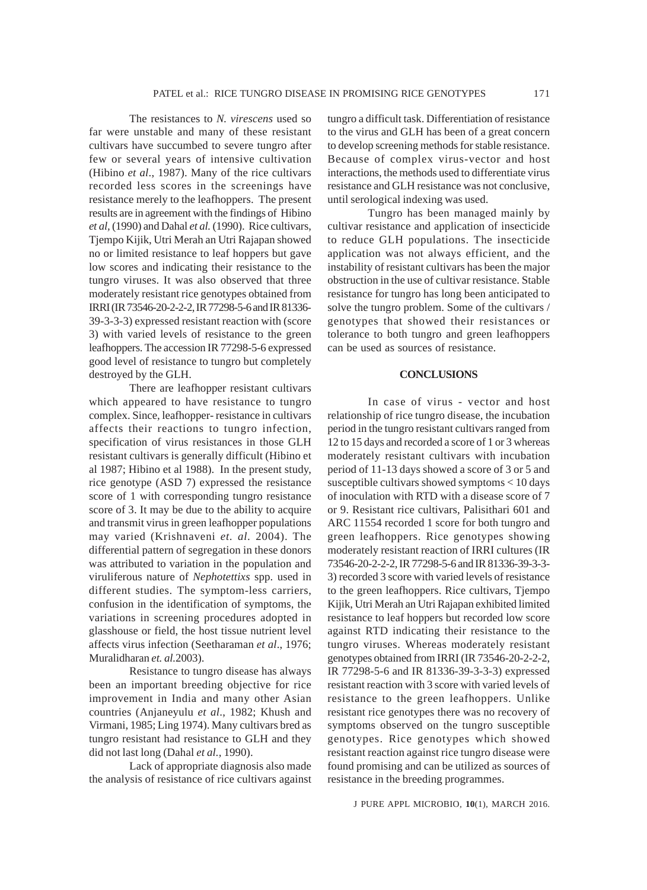The resistances to *N. virescens* used so far were unstable and many of these resistant cultivars have succumbed to severe tungro after few or several years of intensive cultivation (Hibino *et al*., 1987). Many of the rice cultivars recorded less scores in the screenings have resistance merely to the leafhoppers. The present results are in agreement with the findings of Hibino *et al*, (1990) and Dahal *et al.* (1990). Rice cultivars, Tjempo Kijik, Utri Merah an Utri Rajapan showed no or limited resistance to leaf hoppers but gave low scores and indicating their resistance to the tungro viruses. It was also observed that three moderately resistant rice genotypes obtained from IRRI (IR 73546-20-2-2-2, IR 77298-5-6 and IR 81336-39-3-3-3) expressed resistant reaction with (score 3) with varied levels of resistance to the green leafhoppers. The accession IR 77298-5-6 expressed good level of resistance to tungro but completely destroyed by the GLH.

There are leafhopper resistant cultivars which appeared to have resistance to tungro complex. Since, leafhopper- resistance in cultivars affects their reactions to tungro infection, specification of virus resistances in those GLH resistant cultivars is generally difficult (Hibino et al 1987; Hibino et al 1988). In the present study, rice genotype (ASD 7) expressed the resistance score of 1 with corresponding tungro resistance score of 3. It may be due to the ability to acquire and transmit virus in green leafhopper populations may varied (Krishnaveni *et*. *al*. 2004). The differential pattern of segregation in these donors was attributed to variation in the population and viruliferous nature of *Nephotettixs* spp. used in different studies. The symptom-less carriers, confusion in the identification of symptoms, the variations in screening procedures adopted in glasshouse or field, the host tissue nutrient level affects virus infection (Seetharaman *et al*., 1976; Muralidharan *et. al.*2003).

Resistance to tungro disease has always been an important breeding objective for rice improvement in India and many other Asian countries (Anjaneyulu *et al*., 1982; Khush and Virmani, 1985; Ling 1974). Many cultivars bred as tungro resistant had resistance to GLH and they did not last long (Dahal *et al.,* 1990).

Lack of appropriate diagnosis also made the analysis of resistance of rice cultivars against tungro a difficult task. Differentiation of resistance to the virus and GLH has been of a great concern to develop screening methods for stable resistance. Because of complex virus-vector and host interactions, the methods used to differentiate virus resistance and GLH resistance was not conclusive, until serological indexing was used.

Tungro has been managed mainly by cultivar resistance and application of insecticide to reduce GLH populations. The insecticide application was not always efficient, and the instability of resistant cultivars has been the major obstruction in the use of cultivar resistance. Stable resistance for tungro has long been anticipated to solve the tungro problem. Some of the cultivars / genotypes that showed their resistances or tolerance to both tungro and green leafhoppers can be used as sources of resistance.

## CONCLUSIONS

In case of virus - vector and host relationship of rice tungro disease, the incubation period in the tungro resistant cultivars ranged from 12 to 15 days and recorded a score of 1 or 3 whereas moderately resistant cultivars with incubation period of 11-13 days showed a score of 3 or 5 and susceptible cultivars showed symptoms < 10 days of inoculation with RTD with a disease score of 7 or 9. Resistant rice cultivars, Palisithari 601 and ARC 11554 recorded 1 score for both tungro and green leafhoppers. Rice genotypes showing moderately resistant reaction of IRRI cultures (IR 73546-20-2-2-2, IR 77298-5-6 and IR 81336-39-3-3-3) recorded 3 score with varied levels of resistance to the green leafhoppers. Rice cultivars, Tjempo Kijik, Utri Merah an Utri Rajapan exhibited limited resistance to leaf hoppers but recorded low score against RTD indicating their resistance to the tungro viruses. Whereas moderately resistant genotypes obtained from IRRI (IR 73546-20-2-2-2, IR 77298-5-6 and IR 81336-39-3-3-3) expressed resistant reaction with 3 score with varied levels of resistance to the green leafhoppers. Unlike resistant rice genotypes there was no recovery of symptoms observed on the tungro susceptible genotypes. Rice genotypes which showed resistant reaction against rice tungro disease were found promising and can be utilized as sources of resistance in the breeding programmes.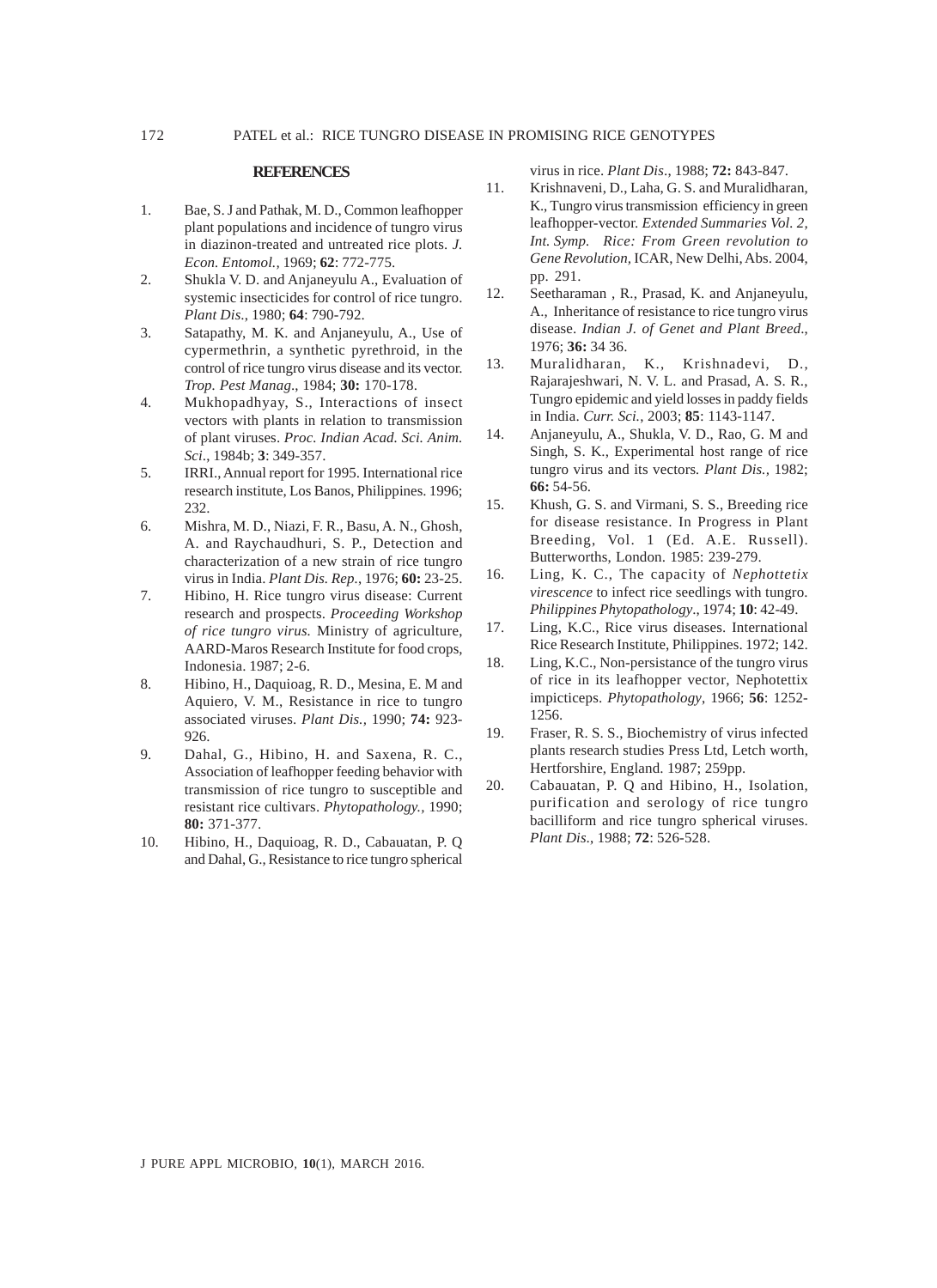## REFERENCES

1. Bae, S. J and Pathak, M. D., Common leafhopper plant populations and incidence of tungro virus in diazinon-treated and untreated rice plots. *J. Econ. Entomol.,* 1969; **62**: 772-775.
2. Shukla V. D. and Anjaneyulu A., Evaluation of systemic insecticides for control of rice tungro. *Plant Dis.,* 1980; **64**: 790-792.
3. Satapathy, M. K. and Anjaneyulu, A., Use of cypermethrin, a synthetic pyrethroid, in the control of rice tungro virus disease and its vector. *Trop. Pest Manag*., 1984; **30:** 170-178.
4. Mukhopadhyay, S., Interactions of insect vectors with plants in relation to transmission of plant viruses. *Proc. Indian Acad. Sci. Anim. Sci*., 1984b; **3**: 349-357.
5. IRRI., Annual report for 1995. International rice research institute, Los Banos, Philippines. 1996; 232.
6. Mishra, M. D., Niazi, F. R., Basu, A. N., Ghosh, A. and Raychaudhuri, S. P., Detection and characterization of a new strain of rice tungro virus in India. *Plant Dis. Rep.*, 1976; **60:** 23-25.
7. Hibino, H. Rice tungro virus disease: Current research and prospects. *Proceeding Workshop of rice tungro virus.* Ministry of agriculture, AARD-Maros Research Institute for food crops, Indonesia. 1987; 2-6.
8. Hibino, H., Daquioag, R. D., Mesina, E. M and Aquiero, V. M., Resistance in rice to tungro associated viruses. *Plant Dis.*, 1990; **74:** 923-926.
9. Dahal, G., Hibino, H. and Saxena, R. C., Association of leafhopper feeding behavior with transmission of rice tungro to susceptible and resistant rice cultivars. *Phytopathology.*, 1990; **80:** 371-377.
10. Hibino, H., Daquioag, R. D., Cabauatan, P. Q and Dahal, G., Resistance to rice tungro spherical virus in rice. *Plant Dis*., 1988; **72:** 843-847.
11. Krishnaveni, D., Laha, G. S. and Muralidharan, K., Tungro virus transmission efficiency in green leafhopper-vector. *Extended Summaries Vol. 2, Int. Symp. Rice: From Green revolution to Gene Revolution,* ICAR, New Delhi, Abs. 2004, pp. 291.
12. Seetharaman , R., Prasad, K. and Anjaneyulu, A., Inheritance of resistance to rice tungro virus disease. *Indian J. of Genet and Plant Breed.*, 1976; **36:** 34 36.
13. Muralidharan, K., Krishnadevi, D., Rajarajeshwari, N. V. L. and Prasad, A. S. R., Tungro epidemic and yield losses in paddy fields in India. *Curr. Sci.*, 2003; **85**: 1143-1147.
14. Anjaneyulu, A., Shukla, V. D., Rao, G. M and Singh, S. K., Experimental host range of rice tungro virus and its vectors*. Plant Dis.,* 1982; **66:** 54-56.
15. Khush, G. S. and Virmani, S. S., Breeding rice for disease resistance. In Progress in Plant Breeding, Vol. 1 (Ed. A.E. Russell). Butterworths, London. 1985: 239-279.
16. Ling, K. C., The capacity of *Nephottetix virescence* to infect rice seedlings with tungro. *Philippines Phytopathology*., 1974; **10**: 42-49.
17. Ling, K.C., Rice virus diseases. International Rice Research Institute, Philippines. 1972; 142.
18. Ling, K.C., Non-persistance of the tungro virus of rice in its leafhopper vector, Nephotettix impicticeps. *Phytopathology*, 1966; **56**: 1252-1256.
19. Fraser, R. S. S., Biochemistry of virus infected plants research studies Press Ltd, Letch worth, Hertforshire, England. 1987; 259pp.
20. Cabauatan, P. Q and Hibino, H., Isolation, purification and serology of rice tungro bacilliform and rice tungro spherical viruses. *Plant Dis*., 1988; **72**: 526-528.